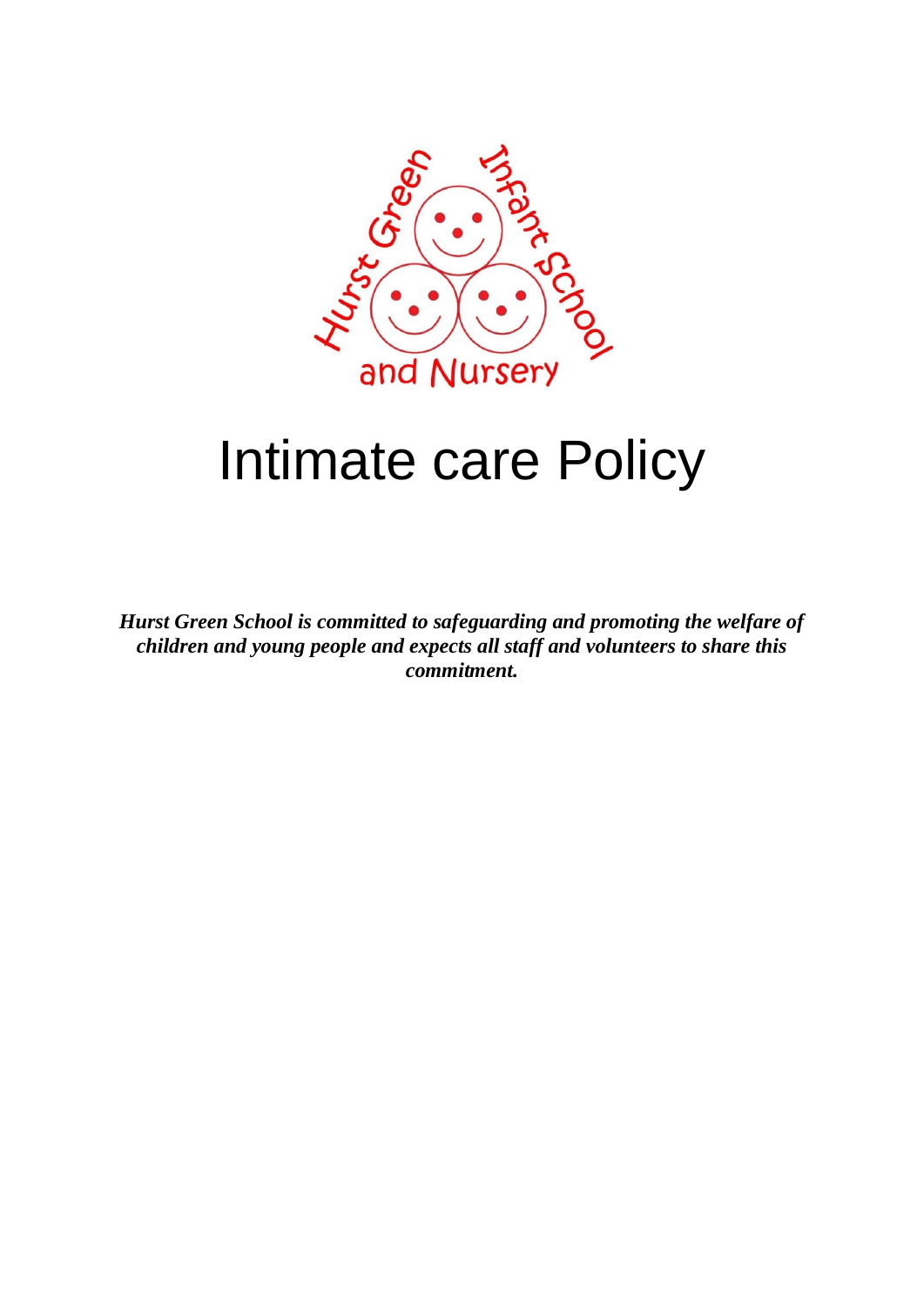# Intimate care Policy

***Hurst Green School is committed to safeguarding and promoting the welfare of children and young people and expects all staff and volunteers to share this commitment.***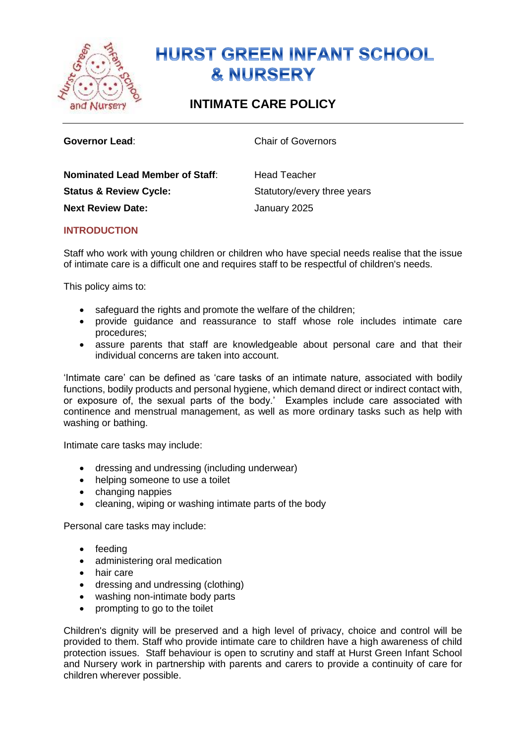# HURST GREEN INFANT SCHOOL & NURSERY

## INTIMATE CARE POLICY

| | |
|---|---|
| **Governor Lead**: | Chair of Governors |
| **Nominated Lead Member of Staff**: | Head Teacher |
| **Status & Review Cycle:** | Statutory/every three years |
| **Next Review Date:** | January 2025 |

### INTRODUCTION

Staff who work with young children or children who have special needs realise that the issue of intimate care is a difficult one and requires staff to be respectful of children's needs.

This policy aims to:

- safeguard the rights and promote the welfare of the children;
- provide guidance and reassurance to staff whose role includes intimate care procedures;
- assure parents that staff are knowledgeable about personal care and that their individual concerns are taken into account.

'Intimate care' can be defined as 'care tasks of an intimate nature, associated with bodily functions, bodily products and personal hygiene, which demand direct or indirect contact with, or exposure of, the sexual parts of the body.' Examples include care associated with continence and menstrual management, as well as more ordinary tasks such as help with washing or bathing.

Intimate care tasks may include:

- dressing and undressing (including underwear)
- helping someone to use a toilet
- changing nappies
- cleaning, wiping or washing intimate parts of the body

Personal care tasks may include:

- feeding
- administering oral medication
- hair care
- dressing and undressing (clothing)
- washing non-intimate body parts
- prompting to go to the toilet

Children's dignity will be preserved and a high level of privacy, choice and control will be provided to them. Staff who provide intimate care to children have a high awareness of child protection issues. Staff behaviour is open to scrutiny and staff at Hurst Green Infant School and Nursery work in partnership with parents and carers to provide a continuity of care for children wherever possible.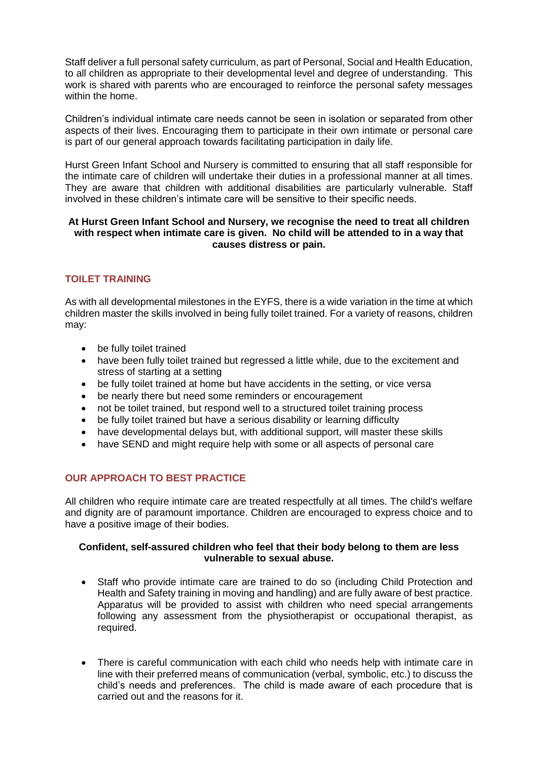Staff deliver a full personal safety curriculum, as part of Personal, Social and Health Education, to all children as appropriate to their developmental level and degree of understanding. This work is shared with parents who are encouraged to reinforce the personal safety messages within the home.

Children's individual intimate care needs cannot be seen in isolation or separated from other aspects of their lives. Encouraging them to participate in their own intimate or personal care is part of our general approach towards facilitating participation in daily life.

Hurst Green Infant School and Nursery is committed to ensuring that all staff responsible for the intimate care of children will undertake their duties in a professional manner at all times. They are aware that children with additional disabilities are particularly vulnerable. Staff involved in these children's intimate care will be sensitive to their specific needs.

**At Hurst Green Infant School and Nursery, we recognise the need to treat all children with respect when intimate care is given. No child will be attended to in a way that causes distress or pain.**

## TOILET TRAINING

As with all developmental milestones in the EYFS, there is a wide variation in the time at which children master the skills involved in being fully toilet trained. For a variety of reasons, children may:

- be fully toilet trained
- have been fully toilet trained but regressed a little while, due to the excitement and stress of starting at a setting
- be fully toilet trained at home but have accidents in the setting, or vice versa
- be nearly there but need some reminders or encouragement
- not be toilet trained, but respond well to a structured toilet training process
- be fully toilet trained but have a serious disability or learning difficulty
- have developmental delays but, with additional support, will master these skills
- have SEND and might require help with some or all aspects of personal care

## OUR APPROACH TO BEST PRACTICE

All children who require intimate care are treated respectfully at all times. The child's welfare and dignity are of paramount importance. Children are encouraged to express choice and to have a positive image of their bodies.

**Confident, self-assured children who feel that their body belong to them are less vulnerable to sexual abuse.**

- Staff who provide intimate care are trained to do so (including Child Protection and Health and Safety training in moving and handling) and are fully aware of best practice. Apparatus will be provided to assist with children who need special arrangements following any assessment from the physiotherapist or occupational therapist, as required.

- There is careful communication with each child who needs help with intimate care in line with their preferred means of communication (verbal, symbolic, etc.) to discuss the child's needs and preferences. The child is made aware of each procedure that is carried out and the reasons for it.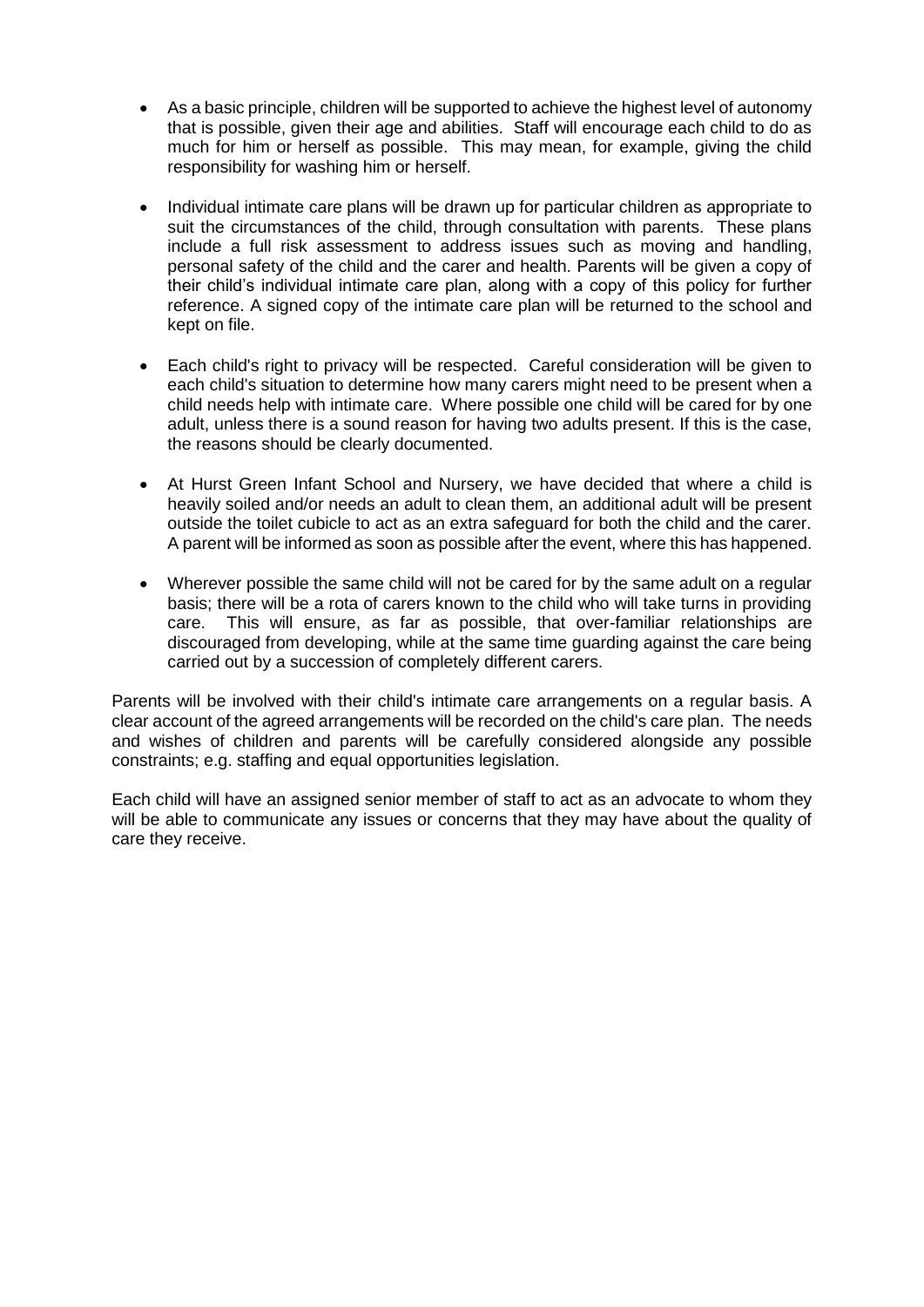- As a basic principle, children will be supported to achieve the highest level of autonomy that is possible, given their age and abilities. Staff will encourage each child to do as much for him or herself as possible. This may mean, for example, giving the child responsibility for washing him or herself.

- Individual intimate care plans will be drawn up for particular children as appropriate to suit the circumstances of the child, through consultation with parents. These plans include a full risk assessment to address issues such as moving and handling, personal safety of the child and the carer and health. Parents will be given a copy of their child's individual intimate care plan, along with a copy of this policy for further reference. A signed copy of the intimate care plan will be returned to the school and kept on file.

- Each child's right to privacy will be respected. Careful consideration will be given to each child's situation to determine how many carers might need to be present when a child needs help with intimate care. Where possible one child will be cared for by one adult, unless there is a sound reason for having two adults present. If this is the case, the reasons should be clearly documented.

- At Hurst Green Infant School and Nursery, we have decided that where a child is heavily soiled and/or needs an adult to clean them, an additional adult will be present outside the toilet cubicle to act as an extra safeguard for both the child and the carer. A parent will be informed as soon as possible after the event, where this has happened.

- Wherever possible the same child will not be cared for by the same adult on a regular basis; there will be a rota of carers known to the child who will take turns in providing care. This will ensure, as far as possible, that over-familiar relationships are discouraged from developing, while at the same time guarding against the care being carried out by a succession of completely different carers.

Parents will be involved with their child's intimate care arrangements on a regular basis. A clear account of the agreed arrangements will be recorded on the child's care plan. The needs and wishes of children and parents will be carefully considered alongside any possible constraints; e.g. staffing and equal opportunities legislation.

Each child will have an assigned senior member of staff to act as an advocate to whom they will be able to communicate any issues or concerns that they may have about the quality of care they receive.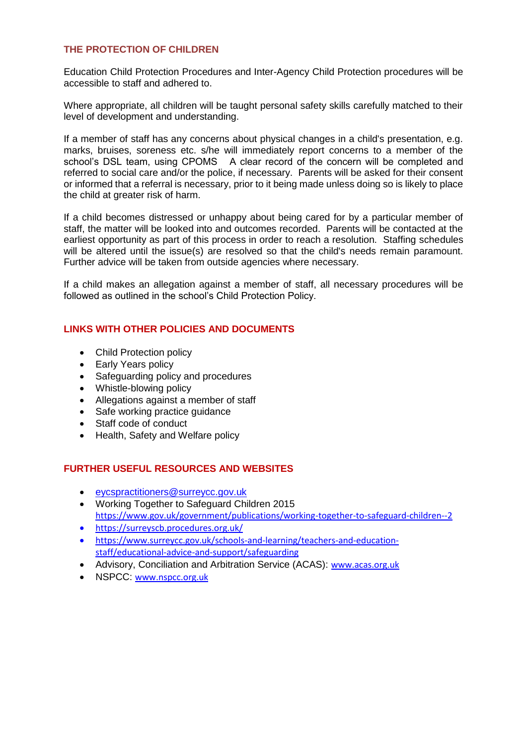## THE PROTECTION OF CHILDREN

Education Child Protection Procedures and Inter-Agency Child Protection procedures will be accessible to staff and adhered to.

Where appropriate, all children will be taught personal safety skills carefully matched to their level of development and understanding.

If a member of staff has any concerns about physical changes in a child's presentation, e.g. marks, bruises, soreness etc. s/he will immediately report concerns to a member of the school's DSL team, using CPOMS A clear record of the concern will be completed and referred to social care and/or the police, if necessary. Parents will be asked for their consent or informed that a referral is necessary, prior to it being made unless doing so is likely to place the child at greater risk of harm.

If a child becomes distressed or unhappy about being cared for by a particular member of staff, the matter will be looked into and outcomes recorded. Parents will be contacted at the earliest opportunity as part of this process in order to reach a resolution. Staffing schedules will be altered until the issue(s) are resolved so that the child's needs remain paramount. Further advice will be taken from outside agencies where necessary.

If a child makes an allegation against a member of staff, all necessary procedures will be followed as outlined in the school's Child Protection Policy.

## LINKS WITH OTHER POLICIES AND DOCUMENTS

- Child Protection policy
- Early Years policy
- Safeguarding policy and procedures
- Whistle-blowing policy
- Allegations against a member of staff
- Safe working practice guidance
- Staff code of conduct
- Health, Safety and Welfare policy

## FURTHER USEFUL RESOURCES AND WEBSITES

- eycspractitioners@surreycc.gov.uk
- Working Together to Safeguard Children 2015 https://www.gov.uk/government/publications/working-together-to-safeguard-children--2
- https://surreyscb.procedures.org.uk/
- https://www.surreycc.gov.uk/schools-and-learning/teachers-and-education-staff/educational-advice-and-support/safeguarding
- Advisory, Conciliation and Arbitration Service (ACAS): www.acas.org.uk
- NSPCC: www.nspcc.org.uk